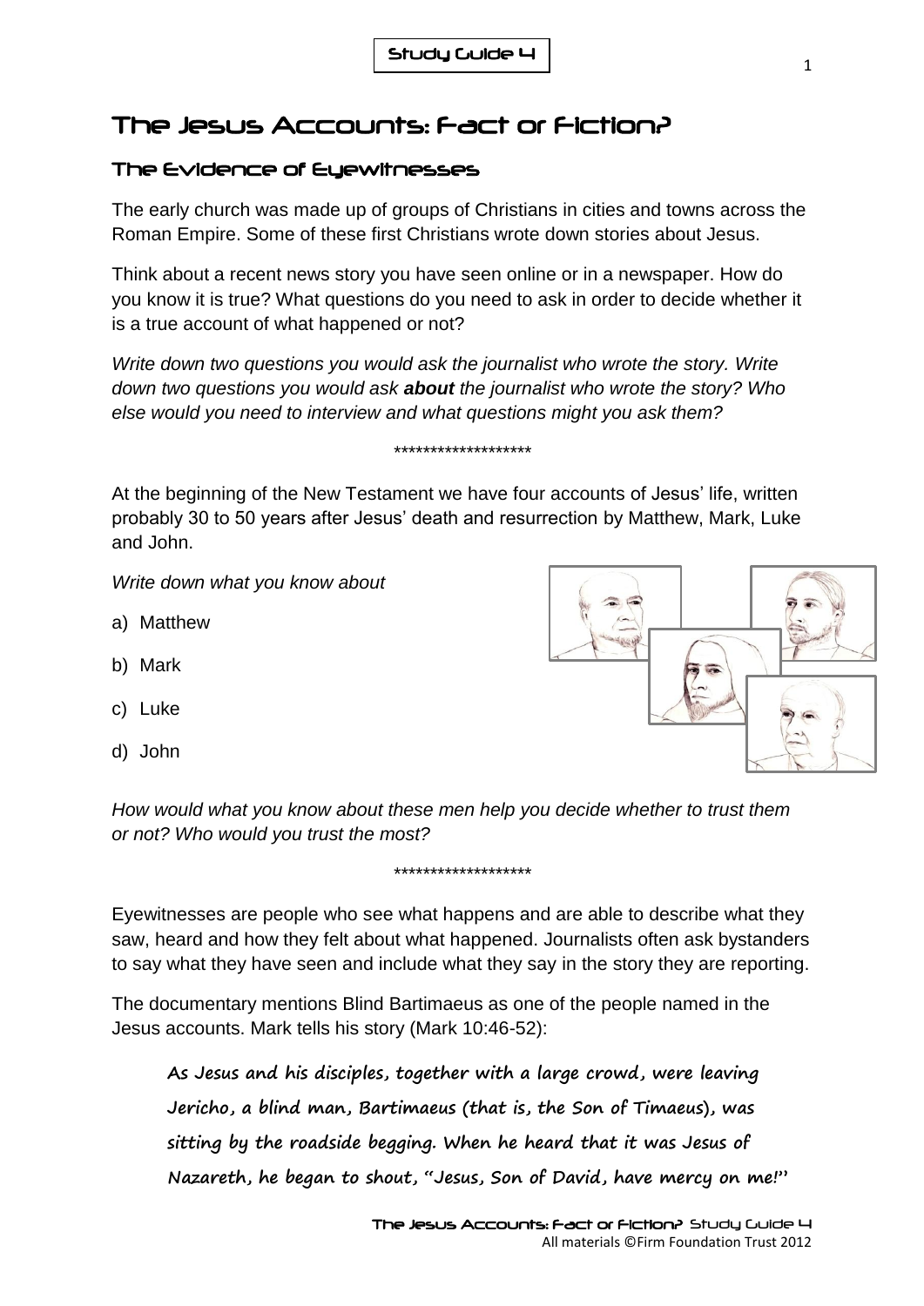Study Guide 4

# The Jesus Accounts: Fact or Fiction?

## The Evidence of Eyewitnesses

The early church was made up of groups of Christians in cities and towns across the Roman Empire. Some of these first Christians wrote down stories about Jesus.

Think about a recent news story you have seen online or in a newspaper. How do you know it is true? What questions do you need to ask in order to decide whether it is a true account of what happened or not?

*Write down two questions you would ask the journalist who wrote the story. Write down two questions you would ask* ***about*** *the journalist who wrote the story? Who else would you need to interview and what questions might you ask them?*

*******************

At the beginning of the New Testament we have four accounts of Jesus' life, written probably 30 to 50 years after Jesus' death and resurrection by Matthew, Mark, Luke and John.

*Write down what you know about*

a) Matthew

b) Mark

c) Luke

d) John

*How would what you know about these men help you decide whether to trust them or not? Who would you trust the most?*

*******************

Eyewitnesses are people who see what happens and are able to describe what they saw, heard and how they felt about what happened. Journalists often ask bystanders to say what they have seen and include what they say in the story they are reporting.

The documentary mentions Blind Bartimaeus as one of the people named in the Jesus accounts. Mark tells his story (Mark 10:46-52):

> **As Jesus and his disciples, together with a large crowd, were leaving Jericho, a blind man, Bartimaeus (that is, the Son of Timaeus), was sitting by the roadside begging. When he heard that it was Jesus of Nazareth, he began to shout, "Jesus, Son of David, have mercy on me!"**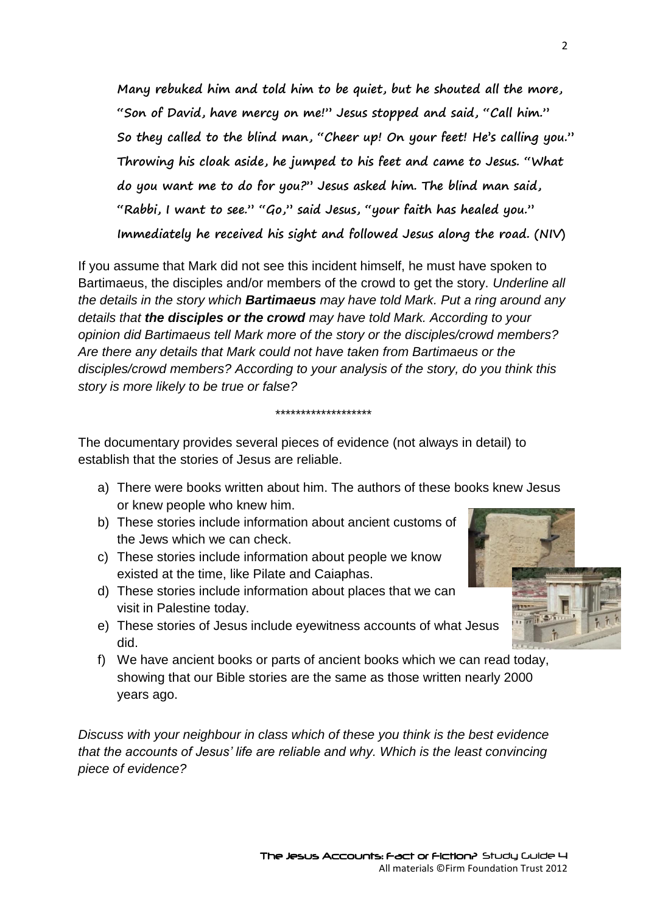**Many rebuked him and told him to be quiet, but he shouted all the more, "Son of David, have mercy on me!" Jesus stopped and said, "Call him." So they called to the blind man, "Cheer up! On your feet! He's calling you." Throwing his cloak aside, he jumped to his feet and came to Jesus. "What do you want me to do for you?" Jesus asked him. The blind man said, "Rabbi, I want to see." "Go," said Jesus, "your faith has healed you." Immediately he received his sight and followed Jesus along the road. (NIV)**

If you assume that Mark did not see this incident himself, he must have spoken to Bartimaeus, the disciples and/or members of the crowd to get the story. *Underline all the details in the story which **Bartimaeus** may have told Mark. Put a ring around any details that **the disciples or the crowd** may have told Mark. According to your opinion did Bartimaeus tell Mark more of the story or the disciples/crowd members? Are there any details that Mark could not have taken from Bartimaeus or the disciples/crowd members? According to your analysis of the story, do you think this story is more likely to be true or false?*

*******************

The documentary provides several pieces of evidence (not always in detail) to establish that the stories of Jesus are reliable.

a) There were books written about him. The authors of these books knew Jesus or knew people who knew him.
b) These stories include information about ancient customs of the Jews which we can check.
c) These stories include information about people we know existed at the time, like Pilate and Caiaphas.
d) These stories include information about places that we can visit in Palestine today.
e) These stories of Jesus include eyewitness accounts of what Jesus did.
f) We have ancient books or parts of ancient books which we can read today, showing that our Bible stories are the same as those written nearly 2000 years ago.

*Discuss with your neighbour in class which of these you think is the best evidence that the accounts of Jesus' life are reliable and why. Which is the least convincing piece of evidence?*